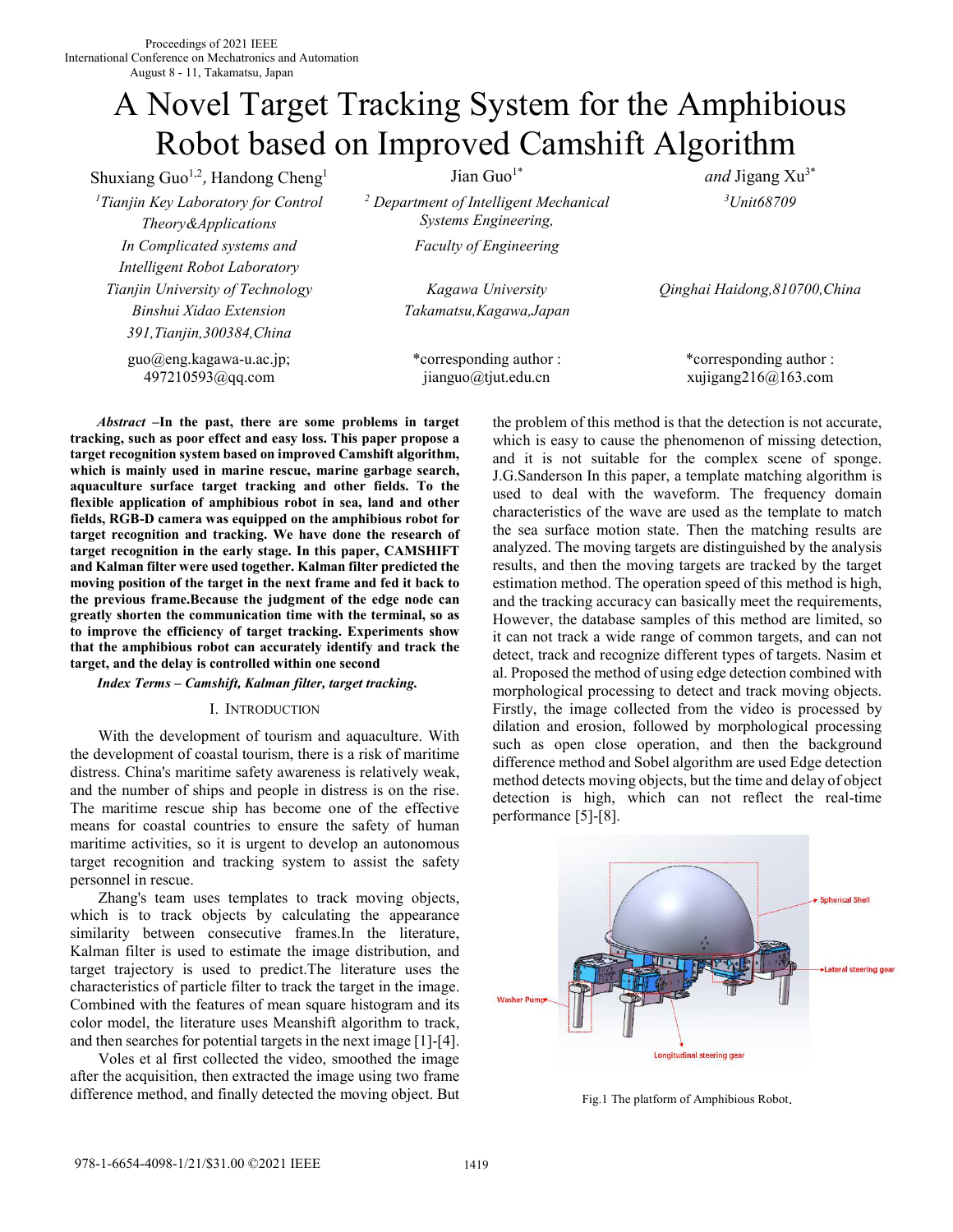Proceedings of 2021 IEEE International Conference on Mechatronics and Automation August 8 - 11, Takamatsu, Japan

# A Novel Target Tracking System for the Amphibious Robot based on Improved Camshift Algorithm

Shuxiang Guo[1,2], Handong Cheng[1], Jian Guo[1*] *and* Jigang Xu[3*]

*[1]Tianjin Key Laboratory for Control Theory&Applications In Complicated systems and Intelligent Robot Laboratory*
*Tianjin University of Technology*
*Binshui Xidao Extension 391,Tianjin,300384,China*
guo@eng.kagawa-u.ac.jp; 497210593@qq.com

*[2] Department of Intelligent Mechanical Systems Engineering, Faculty of Engineering*
*Kagawa University*
*Takamatsu,Kagawa,Japan*
*corresponding author : jianguo@tjut.edu.cn

*[3]Unit68709*
*Qinghai Haidong,810700,China*
*corresponding author : xujigang216@163.com

***Abstract* –In the past, there are some problems in target tracking, such as poor effect and easy loss. This paper propose a target recognition system based on improved Camshift algorithm, which is mainly used in marine rescue, marine garbage search, aquaculture surface target tracking and other fields. To the flexible application of amphibious robot in sea, land and other fields, RGB-D camera was equipped on the amphibious robot for target recognition and tracking. We have done the research of target recognition in the early stage. In this paper, CAMSHIFT and Kalman filter were used together. Kalman filter predicted the moving position of the target in the next frame and fed it back to the previous frame.Because the judgment of the edge node can greatly shorten the communication time with the terminal, so as to improve the efficiency of target tracking. Experiments show that the amphibious robot can accurately identify and track the target, and the delay is controlled within one second**

***Index Terms – Camshift, Kalman filter, target tracking.***

## I. Introduction

With the development of tourism and aquaculture. With the development of coastal tourism, there is a risk of maritime distress. China's maritime safety awareness is relatively weak, and the number of ships and people in distress is on the rise. The maritime rescue ship has become one of the effective means for coastal countries to ensure the safety of human maritime activities, so it is urgent to develop an autonomous target recognition and tracking system to assist the safety personnel in rescue.

Zhang's team uses templates to track moving objects, which is to track objects by calculating the appearance similarity between consecutive frames.In the literature, Kalman filter is used to estimate the image distribution, and target trajectory is used to predict.The literature uses the characteristics of particle filter to track the target in the image. Combined with the features of mean square histogram and its color model, the literature uses Meanshift algorithm to track, and then searches for potential targets in the next image [1]-[4].

Voles et al first collected the video, smoothed the image after the acquisition, then extracted the image using two frame difference method, and finally detected the moving object. But the problem of this method is that the detection is not accurate, which is easy to cause the phenomenon of missing detection, and it is not suitable for the complex scene of sponge. J.G.Sanderson In this paper, a template matching algorithm is used to deal with the waveform. The frequency domain characteristics of the wave are used as the template to match the sea surface motion state. Then the matching results are analyzed. The moving targets are distinguished by the analysis results, and then the moving targets are tracked by the target estimation method. The operation speed of this method is high, and the tracking accuracy can basically meet the requirements, However, the database samples of this method are limited, so it can not track a wide range of common targets, and can not detect, track and recognize different types of targets. Nasim et al. Proposed the method of using edge detection combined with morphological processing to detect and track moving objects. Firstly, the image collected from the video is processed by dilation and erosion, followed by morphological processing such as open close operation, and then the background difference method and Sobel algorithm are used Edge detection method detects moving objects, but the time and delay of object detection is high, which can not reflect the real-time performance [5]-[8].

Fig.1 The platform of Amphibious Robot.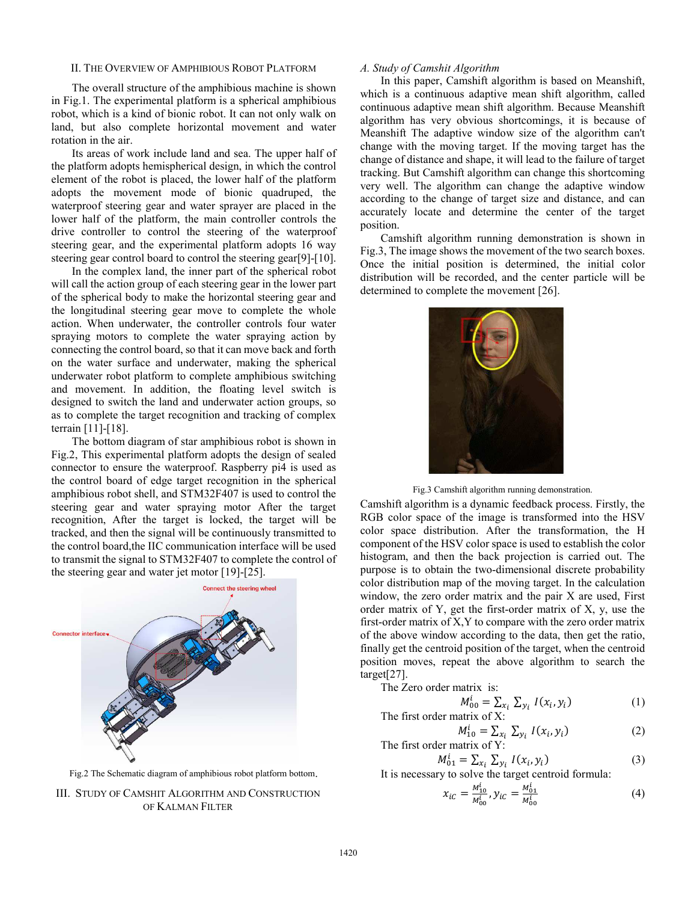## II. THE OVERVIEW OF AMPHIBIOUS ROBOT PLATFORM

The overall structure of the amphibious machine is shown in Fig.1. The experimental platform is a spherical amphibious robot, which is a kind of bionic robot. It can not only walk on land, but also complete horizontal movement and water rotation in the air.

Its areas of work include land and sea. The upper half of the platform adopts hemispherical design, in which the control element of the robot is placed, the lower half of the platform adopts the movement mode of bionic quadruped, the waterproof steering gear and water sprayer are placed in the lower half of the platform, the main controller controls the drive controller to control the steering of the waterproof steering gear, and the experimental platform adopts 16 way steering gear control board to control the steering gear[9]-[10].

In the complex land, the inner part of the spherical robot will call the action group of each steering gear in the lower part of the spherical body to make the horizontal steering gear and the longitudinal steering gear move to complete the whole action. When underwater, the controller controls four water spraying motors to complete the water spraying action by connecting the control board, so that it can move back and forth on the water surface and underwater, making the spherical underwater robot platform to complete amphibious switching and movement. In addition, the floating level switch is designed to switch the land and underwater action groups, so as to complete the target recognition and tracking of complex terrain [11]-[18].

The bottom diagram of star amphibious robot is shown in Fig.2, This experimental platform adopts the design of sealed connector to ensure the waterproof. Raspberry pi4 is used as the control board of edge target recognition in the spherical amphibious robot shell, and STM32F407 is used to control the steering gear and water spraying motor After the target recognition, After the target is locked, the target will be tracked, and then the signal will be continuously transmitted to the control board,the IIC communication interface will be used to transmit the signal to STM32F407 to complete the control of the steering gear and water jet motor [19]-[25].

Fig.2 The Schematic diagram of amphibious robot platform bottom.

## III. STUDY OF CAMSHIT ALGORITHM AND CONSTRUCTION OF KALMAN FILTER

### A. Study of Camshit Algorithm

In this paper, Camshift algorithm is based on Meanshift, which is a continuous adaptive mean shift algorithm, called continuous adaptive mean shift algorithm. Because Meanshift algorithm has very obvious shortcomings, it is because of Meanshift The adaptive window size of the algorithm can't change with the moving target. If the moving target has the change of distance and shape, it will lead to the failure of target tracking. But Camshift algorithm can change this shortcoming very well. The algorithm can change the adaptive window according to the change of target size and distance, and can accurately locate and determine the center of the target position.

Camshift algorithm running demonstration is shown in Fig.3, The image shows the movement of the two search boxes. Once the initial position is determined, the initial color distribution will be recorded, and the center particle will be determined to complete the movement [26].

Fig.3 Camshift algorithm running demonstration.

Camshift algorithm is a dynamic feedback process. Firstly, the RGB color space of the image is transformed into the HSV color space distribution. After the transformation, the H component of the HSV color space is used to establish the color histogram, and then the back projection is carried out. The purpose is to obtain the two-dimensional discrete probability color distribution map of the moving target. In the calculation window, the zero order matrix and the pair X are used, First order matrix of Y, get the first-order matrix of X, y, use the first-order matrix of X,Y to compare with the zero order matrix of the above window according to the data, then get the ratio, finally get the centroid position of the target, when the centroid position moves, repeat the above algorithm to search the target[27].

The Zero order matrix is:

$$M_{00}^{i} = \sum_{x_i} \sum_{y_i} I(x_i, y_i) \tag{1}$$

The first order matrix of X:

$$M_{10}^{i} = \sum_{x_i} \sum_{y_i} I(x_i, y_i) \tag{2}$$

The first order matrix of Y:

$$M_{01}^{i} = \sum_{x_i} \sum_{y_i} I(x_i, y_i) \tag{3}$$

It is necessary to solve the target centroid formula:

$$x_{iC} = \frac{M_{10}^{i}}{M_{00}^{i}}, y_{iC} = \frac{M_{01}^{i}}{M_{00}^{i}} \tag{4}$$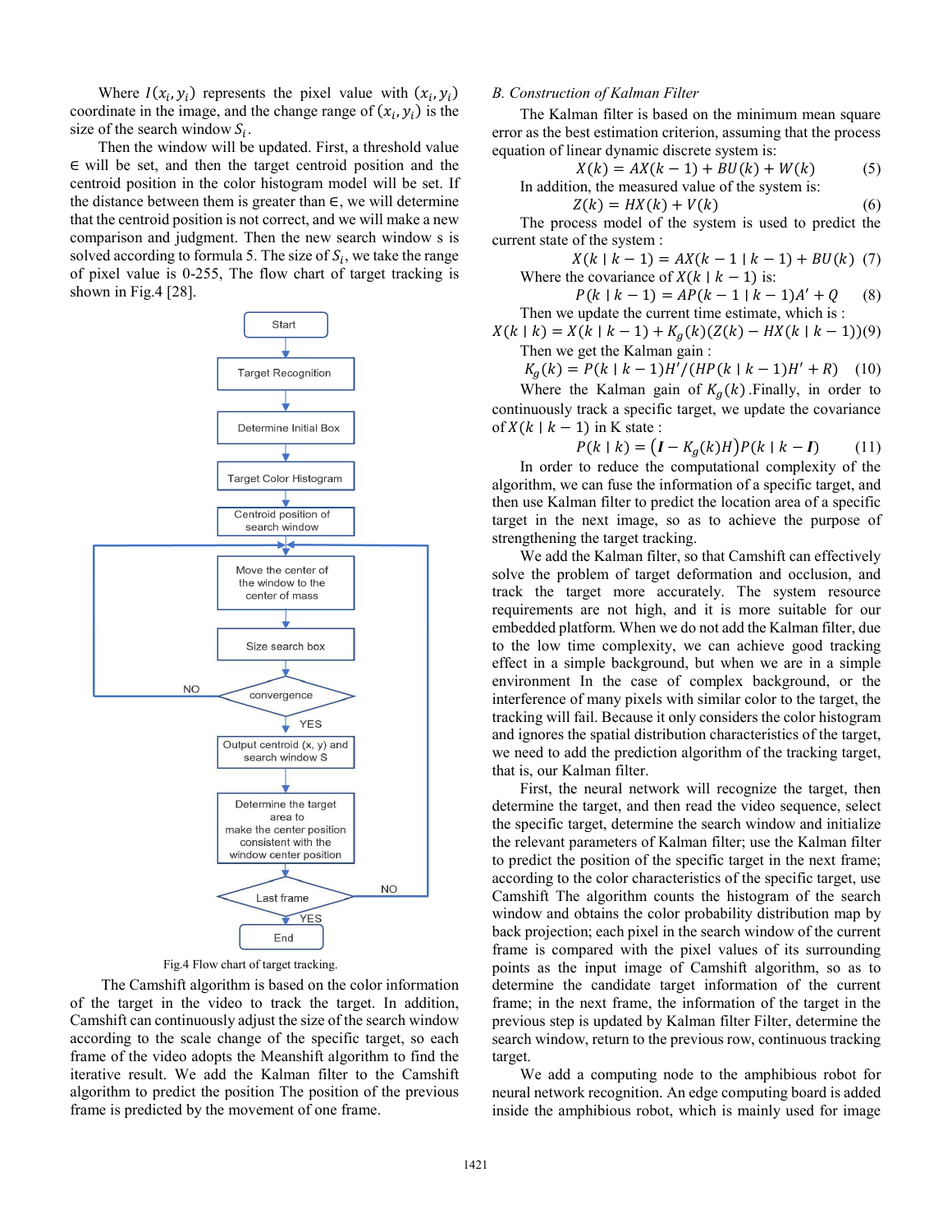Where $I(x_i, y_i)$ represents the pixel value with $(x_i, y_i)$ coordinate in the image, and the change range of $(x_i, y_i)$ is the size of the search window $S_i$.

Then the window will be updated. First, a threshold value ∈ will be set, and then the target centroid position and the centroid position in the color histogram model will be set. If the distance between them is greater than ∈, we will determine that the centroid position is not correct, and we will make a new comparison and judgment. Then the new search window s is solved according to formula 5. The size of $S_i$, we take the range of pixel value is 0-255, The flow chart of target tracking is shown in Fig.4 [28].

Fig.4 Flow chart of target tracking.

The Camshift algorithm is based on the color information of the target in the video to track the target. In addition, Camshift can continuously adjust the size of the search window according to the scale change of the specific target, so each frame of the video adopts the Meanshift algorithm to find the iterative result. We add the Kalman filter to the Camshift algorithm to predict the position The position of the previous frame is predicted by the movement of one frame.

*B. Construction of Kalman Filter*

The Kalman filter is based on the minimum mean square error as the best estimation criterion, assuming that the process equation of linear dynamic discrete system is:

$$X(k) = AX(k-1) + BU(k) + W(k) \quad (5)$$

In addition, the measured value of the system is:

$$Z(k) = HX(k) + V(k) \quad (6)$$

The process model of the system is used to predict the current state of the system :

$$X(k \mid k-1) = AX(k-1 \mid k-1) + BU(k) \quad (7)$$

Where the covariance of $X(k \mid k-1)$ is:

$$P(k \mid k-1) = AP(k-1 \mid k-1)A' + Q \quad (8)$$

Then we update the current time estimate, which is :

$$X(k \mid k) = X(k \mid k-1) + K_g(k)(Z(k) - HX(k \mid k-1)) \quad (9)$$

Then we get the Kalman gain :

$$K_g(k) = P(k \mid k-1)H'/(HP(k \mid k-1)H' + R) \quad (10)$$

Where the Kalman gain of $K_g(k)$.Finally, in order to continuously track a specific target, we update the covariance of $X(k \mid k-1)$ in K state :

$$P(k \mid k) = (\boldsymbol{I} - K_g(k)H)P(k \mid k - \boldsymbol{I}) \quad (11)$$

In order to reduce the computational complexity of the algorithm, we can fuse the information of a specific target, and then use Kalman filter to predict the location area of a specific target in the next image, so as to achieve the purpose of strengthening the target tracking.

We add the Kalman filter, so that Camshift can effectively solve the problem of target deformation and occlusion, and track the target more accurately. The system resource requirements are not high, and it is more suitable for our embedded platform. When we do not add the Kalman filter, due to the low time complexity, we can achieve good tracking effect in a simple background, but when we are in a simple environment In the case of complex background, or the interference of many pixels with similar color to the target, the tracking will fail. Because it only considers the color histogram and ignores the spatial distribution characteristics of the target, we need to add the prediction algorithm of the tracking target, that is, our Kalman filter.

First, the neural network will recognize the target, then determine the target, and then read the video sequence, select the specific target, determine the search window and initialize the relevant parameters of Kalman filter; use the Kalman filter to predict the position of the specific target in the next frame; according to the color characteristics of the specific target, use Camshift The algorithm counts the histogram of the search window and obtains the color probability distribution map by back projection; each pixel in the search window of the current frame is compared with the pixel values of its surrounding points as the input image of Camshift algorithm, so as to determine the candidate target information of the current frame; in the next frame, the information of the target in the previous step is updated by Kalman filter Filter, determine the search window, return to the previous row, continuous tracking target.

We add a computing node to the amphibious robot for neural network recognition. An edge computing board is added inside the amphibious robot, which is mainly used for image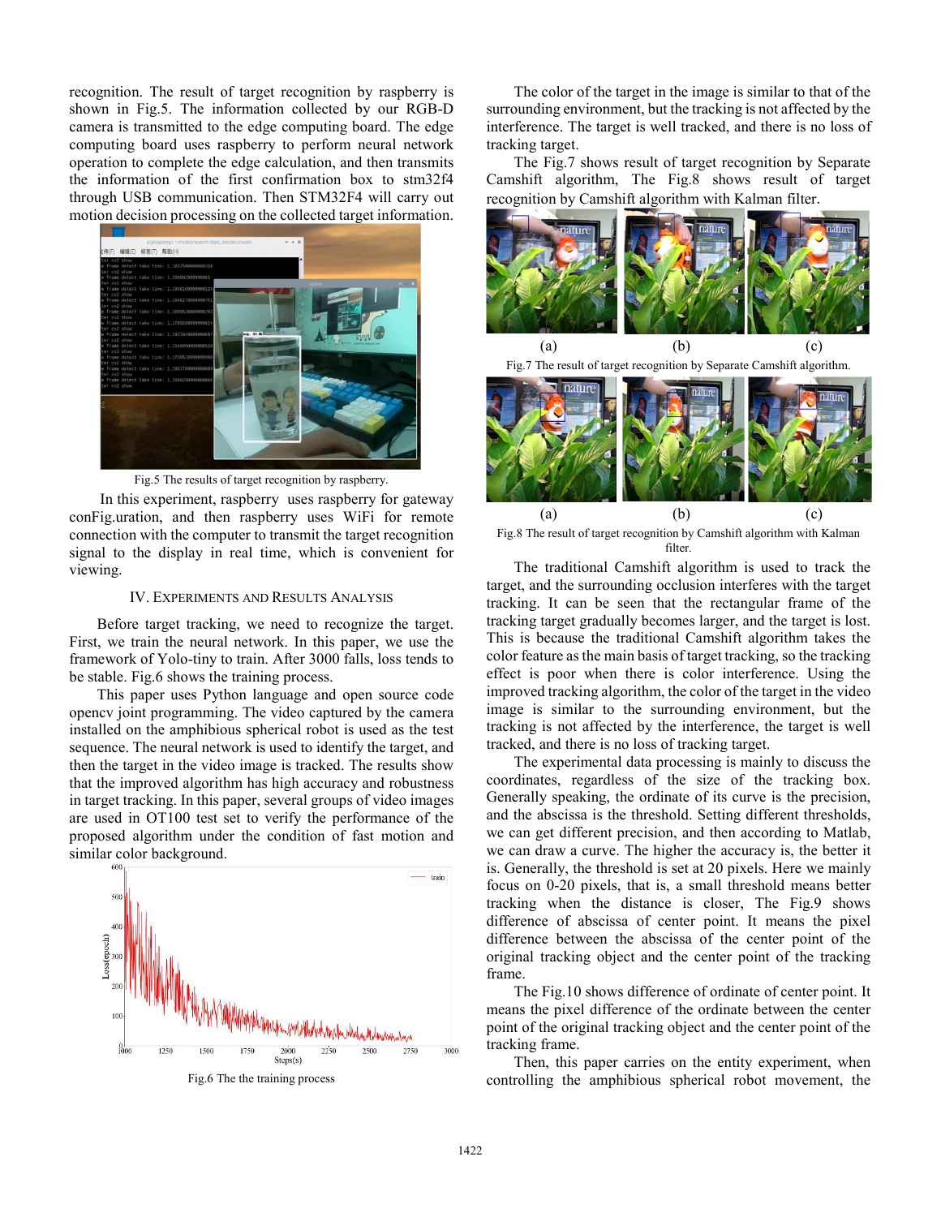recognition. The result of target recognition by raspberry is shown in Fig.5. The information collected by our RGB-D camera is transmitted to the edge computing board. The edge computing board uses raspberry to perform neural network operation to complete the edge calculation, and then transmits the information of the first confirmation box to stm32f4 through USB communication. Then STM32F4 will carry out motion decision processing on the collected target information.

Fig.5 The results of target recognition by raspberry.

In this experiment, raspberry uses raspberry for gateway conFig.uration, and then raspberry uses WiFi for remote connection with the computer to transmit the target recognition signal to the display in real time, which is convenient for viewing.

## IV. Experiments and Results Analysis

Before target tracking, we need to recognize the target. First, we train the neural network. In this paper, we use the framework of Yolo-tiny to train. After 3000 falls, loss tends to be stable. Fig.6 shows the training process.

This paper uses Python language and open source code opencv joint programming. The video captured by the camera installed on the amphibious spherical robot is used as the test sequence. The neural network is used to identify the target, and then the target in the video image is tracked. The results show that the improved algorithm has high accuracy and robustness in target tracking. In this paper, several groups of video images are used in OT100 test set to verify the performance of the proposed algorithm under the condition of fast motion and similar color background.

Fig.6 The the training process

The color of the target in the image is similar to that of the surrounding environment, but the tracking is not affected by the interference. The target is well tracked, and there is no loss of tracking target.

The Fig.7 shows result of target recognition by Separate Camshift algorithm, The Fig.8 shows result of target recognition by Camshift algorithm with Kalman filter.

(a) (b) (c)

Fig.7 The result of target recognition by Separate Camshift algorithm.

(a) (b) (c)

Fig.8 The result of target recognition by Camshift algorithm with Kalman filter.

The traditional Camshift algorithm is used to track the target, and the surrounding occlusion interferes with the target tracking. It can be seen that the rectangular frame of the tracking target gradually becomes larger, and the target is lost. This is because the traditional Camshift algorithm takes the color feature as the main basis of target tracking, so the tracking effect is poor when there is color interference. Using the improved tracking algorithm, the color of the target in the video image is similar to the surrounding environment, but the tracking is not affected by the interference, the target is well tracked, and there is no loss of tracking target.

The experimental data processing is mainly to discuss the coordinates, regardless of the size of the tracking box. Generally speaking, the ordinate of its curve is the precision, and the abscissa is the threshold. Setting different thresholds, we can get different precision, and then according to Matlab, we can draw a curve. The higher the accuracy is, the better it is. Generally, the threshold is set at 20 pixels. Here we mainly focus on 0-20 pixels, that is, a small threshold means better tracking when the distance is closer, The Fig.9 shows difference of abscissa of center point. It means the pixel difference between the abscissa of the center point of the original tracking object and the center point of the tracking frame.

The Fig.10 shows difference of ordinate of center point. It means the pixel difference of the ordinate between the center point of the original tracking object and the center point of the tracking frame.

Then, this paper carries on the entity experiment, when controlling the amphibious spherical robot movement, the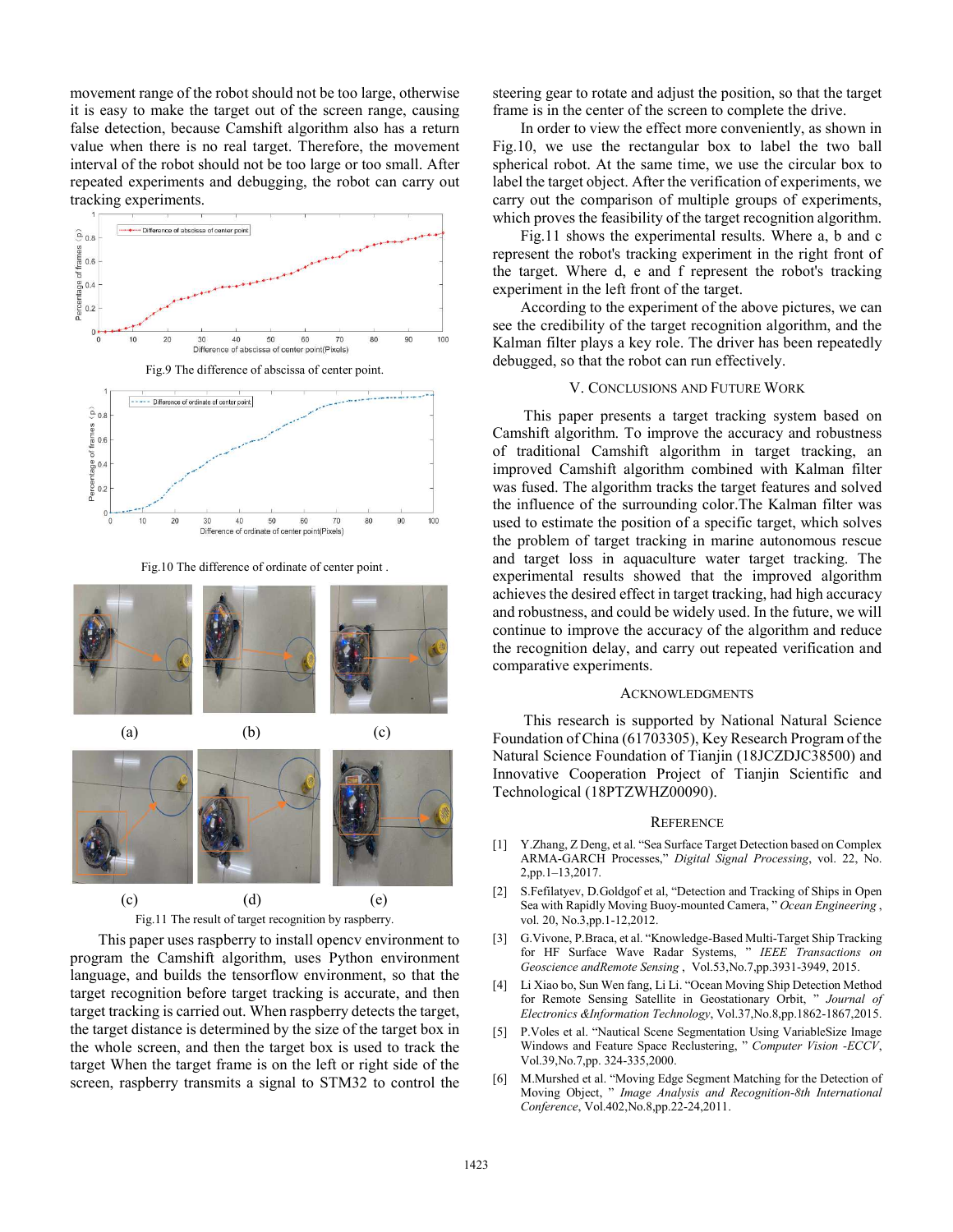movement range of the robot should not be too large, otherwise it is easy to make the target out of the screen range, causing false detection, because Camshift algorithm also has a return value when there is no real target. Therefore, the movement interval of the robot should not be too large or too small. After repeated experiments and debugging, the robot can carry out tracking experiments.

Fig.9 The difference of abscissa of center point.

Fig.10 The difference of ordinate of center point .

Fig.11 The result of target recognition by raspberry.

This paper uses raspberry to install opencv environment to program the Camshift algorithm, uses Python environment language, and builds the tensorflow environment, so that the target recognition before target tracking is accurate, and then target tracking is carried out. When raspberry detects the target, the target distance is determined by the size of the target box in the whole screen, and then the target box is used to track the target When the target frame is on the left or right side of the screen, raspberry transmits a signal to STM32 to control the steering gear to rotate and adjust the position, so that the target frame is in the center of the screen to complete the drive.

In order to view the effect more conveniently, as shown in Fig.10, we use the rectangular box to label the two ball spherical robot. At the same time, we use the circular box to label the target object. After the verification of experiments, we carry out the comparison of multiple groups of experiments, which proves the feasibility of the target recognition algorithm.

Fig.11 shows the experimental results. Where a, b and c represent the robot's tracking experiment in the right front of the target. Where d, e and f represent the robot's tracking experiment in the left front of the target.

According to the experiment of the above pictures, we can see the credibility of the target recognition algorithm, and the Kalman filter plays a key role. The driver has been repeatedly debugged, so that the robot can run effectively.

## V. Conclusions and Future Work

This paper presents a target tracking system based on Camshift algorithm. To improve the accuracy and robustness of traditional Camshift algorithm in target tracking, an improved Camshift algorithm combined with Kalman filter was fused. The algorithm tracks the target features and solved the influence of the surrounding color.The Kalman filter was used to estimate the position of a specific target, which solves the problem of target tracking in marine autonomous rescue and target loss in aquaculture water target tracking. The experimental results showed that the improved algorithm achieves the desired effect in target tracking, had high accuracy and robustness, and could be widely used. In the future, we will continue to improve the accuracy of the algorithm and reduce the recognition delay, and carry out repeated verification and comparative experiments.

## Acknowledgments

This research is supported by National Natural Science Foundation of China (61703305), Key Research Program of the Natural Science Foundation of Tianjin (18JCZDJC38500) and Innovative Cooperation Project of Tianjin Scientific and Technological (18PTZWHZ00090).

## Reference

[1] Y.Zhang, Z Deng, et al. "Sea Surface Target Detection based on Complex ARMA-GARCH Processes," *Digital Signal Processing*, vol. 22, No. 2,pp.1–13,2017.

[2] S.Fefilatyev, D.Goldgof et al, "Detection and Tracking of Ships in Open Sea with Rapidly Moving Buoy-mounted Camera, " *Ocean Engineering* , vol. 20, No.3,pp.1-12,2012.

[3] G.Vivone, P.Braca, et al. "Knowledge-Based Multi-Target Ship Tracking for HF Surface Wave Radar Systems, " *IEEE Transactions on Geoscience andRemote Sensing* , Vol.53,No.7,pp.3931-3949, 2015.

[4] Li Xiao bo, Sun Wen fang, Li Li. "Ocean Moving Ship Detection Method for Remote Sensing Satellite in Geostationary Orbit, " *Journal of Electronics &Information Technology*, Vol.37,No.8,pp.1862-1867,2015.

[5] P.Voles et al. "Nautical Scene Segmentation Using VariableSize Image Windows and Feature Space Reclustering, " *Computer Vision -ECCV*, Vol.39,No.7,pp. 324-335,2000.

[6] M.Murshed et al. "Moving Edge Segment Matching for the Detection of Moving Object, " *Image Analysis and Recognition-8th International Conference*, Vol.402,No.8,pp.22-24,2011.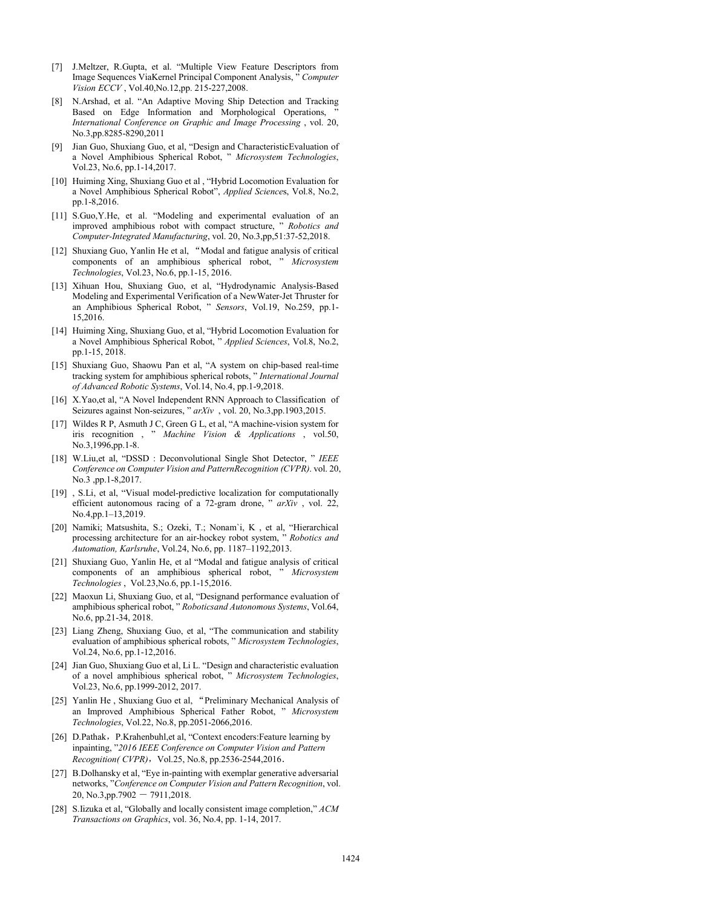[7] J.Meltzer, R.Gupta, et al. "Multiple View Feature Descriptors from Image Sequences ViaKernel Principal Component Analysis, " *Computer Vision ECCV* , Vol.40,No.12,pp. 215-227,2008.

[8] N.Arshad, et al. "An Adaptive Moving Ship Detection and Tracking Based on Edge Information and Morphological Operations, " *International Conference on Graphic and Image Processing* , vol. 20, No.3,pp.8285-8290,2011

[9] Jian Guo, Shuxiang Guo, et al, "Design and CharacteristicEvaluation of a Novel Amphibious Spherical Robot, " *Microsystem Technologies*, Vol.23, No.6, pp.1-14,2017.

[10] Huiming Xing, Shuxiang Guo et al , "Hybrid Locomotion Evaluation for a Novel Amphibious Spherical Robot", *Applied Science*s, Vol.8, No.2, pp.1-8,2016.

[11] S.Guo,Y.He, et al. "Modeling and experimental evaluation of an improved amphibious robot with compact structure, " *Robotics and Computer-Integrated Manufacturing*, vol. 20, No.3,pp,51:37-52,2018.

[12] Shuxiang Guo, Yanlin He et al, "Modal and fatigue analysis of critical components of an amphibious spherical robot, " *Microsystem Technologies*, Vol.23, No.6, pp.1-15, 2016.

[13] Xihuan Hou, Shuxiang Guo, et al, "Hydrodynamic Analysis-Based Modeling and Experimental Verification of a NewWater-Jet Thruster for an Amphibious Spherical Robot, " *Sensors*, Vol.19, No.259, pp.1-15,2016.

[14] Huiming Xing, Shuxiang Guo, et al, "Hybrid Locomotion Evaluation for a Novel Amphibious Spherical Robot, " *Applied Sciences*, Vol.8, No.2, pp.1-15, 2018.

[15] Shuxiang Guo, Shaowu Pan et al, "A system on chip-based real-time tracking system for amphibious spherical robots, " *International Journal of Advanced Robotic Systems*, Vol.14, No.4, pp.1-9,2018.

[16] X.Yao,et al, "A Novel Independent RNN Approach to Classification of Seizures against Non-seizures, " *arXiv* , vol. 20, No.3,pp.1903,2015.

[17] Wildes R P, Asmuth J C, Green G L, et al, "A machine-vision system for iris recognition , " *Machine Vision & Applications* , vol.50, No.3,1996,pp.1-8.

[18] W.Liu,et al, "DSSD : Deconvolutional Single Shot Detector, " *IEEE Conference on Computer Vision and PatternRecognition (CVPR)*. vol. 20, No.3 ,pp.1-8,2017.

[19] , S.Li, et al, "Visual model-predictive localization for computationally efficient autonomous racing of a 72-gram drone, " *arXiv* , vol. 22, No.4,pp.1–13,2019.

[20] Namiki; Matsushita, S.; Ozeki, T.; Nonam`i, K , et al, "Hierarchical processing architecture for an air-hockey robot system, " *Robotics and Automation, Karlsruhe*, Vol.24, No.6, pp. 1187–1192,2013.

[21] Shuxiang Guo, Yanlin He, et al "Modal and fatigue analysis of critical components of an amphibious spherical robot, " *Microsystem Technologies* , Vol.23,No.6, pp.1-15,2016.

[22] Maoxun Li, Shuxiang Guo, et al, "Designand performance evaluation of amphibious spherical robot, " *Roboticsand Autonomous Systems*, Vol.64, No.6, pp.21-34, 2018.

[23] Liang Zheng, Shuxiang Guo, et al, "The communication and stability evaluation of amphibious spherical robots, " *Microsystem Technologies*, Vol.24, No.6, pp.1-12,2016.

[24] Jian Guo, Shuxiang Guo et al, Li L. "Design and characteristic evaluation of a novel amphibious spherical robot, " *Microsystem Technologies*, Vol.23, No.6, pp.1999-2012, 2017.

[25] Yanlin He , Shuxiang Guo et al, "Preliminary Mechanical Analysis of an Improved Amphibious Spherical Father Robot, " *Microsystem Technologies*, Vol.22, No.8, pp.2051-2066,2016.

[26] D.Pathak，P.Krahenbuhl,et al, "Context encoders:Feature learning by inpainting, "*2016 IEEE Conference on Computer Vision and Pattern Recognition( CVPR)*，Vol.25, No.8, pp.2536-2544,2016.

[27] B.Dolhansky et al, "Eye in-painting with exemplar generative adversarial networks, "*Conference on Computer Vision and Pattern Recognition*, vol. 20, No.3,pp.7902 － 7911,2018.

[28] S.Iizuka et al, "Globally and locally consistent image completion," *ACM Transactions on Graphics*, vol. 36, No.4, pp. 1-14, 2017.